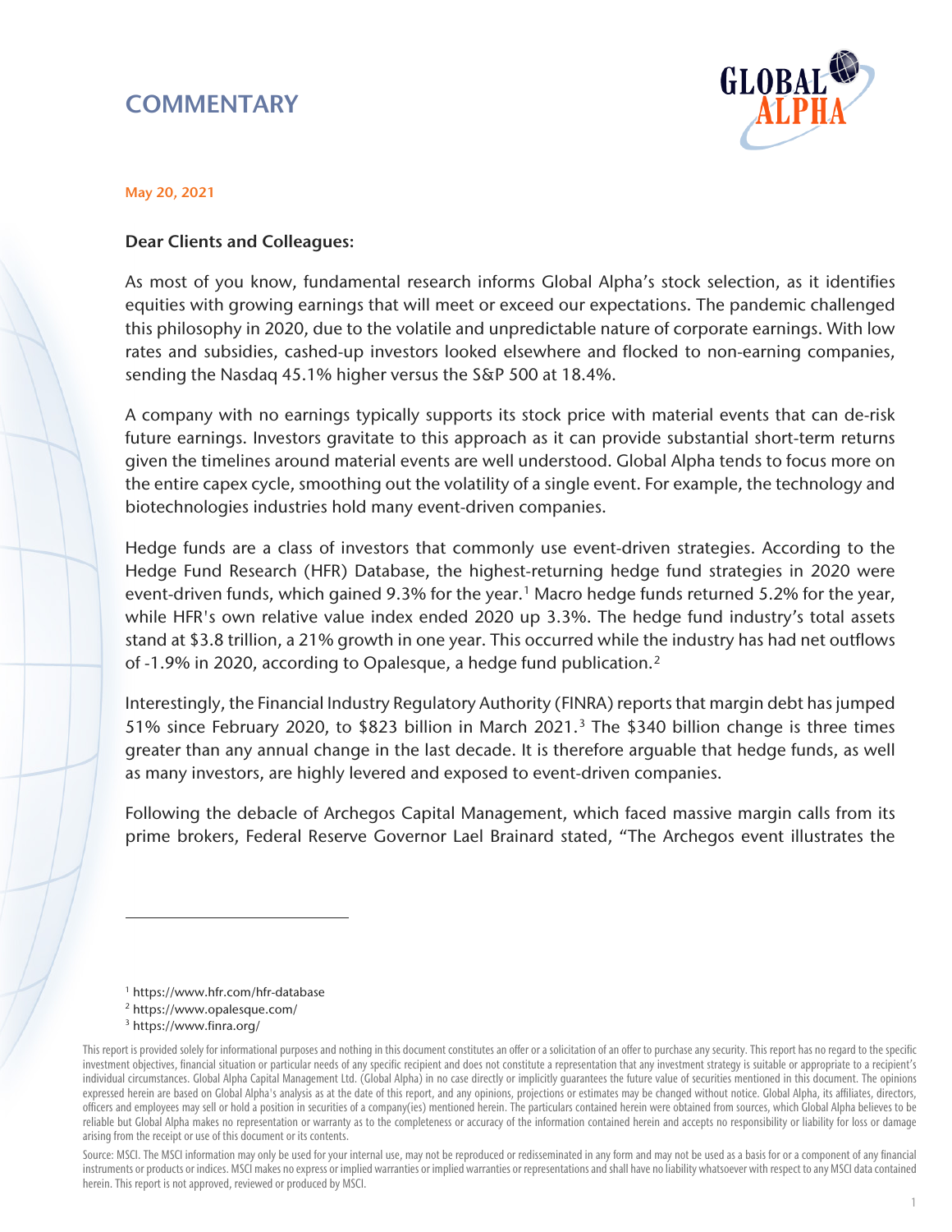# COMMENTARY

May 20, 2021

**Dear Clients and Colleagues:**

As most of you know, fundamental research informs Global Alpha's stock selection, as it identifies equities with growing earnings that will meet or exceed our expectations. The pandemic challenged this philosophy in 2020, due to the volatile and unpredictable nature of corporate earnings. With low rates and subsidies, cashed-up investors looked elsewhere and flocked to non-earning companies, sending the Nasdaq 45.1% higher versus the S&P 500 at 18.4%.

A company with no earnings typically supports its stock price with material events that can de-risk future earnings. Investors gravitate to this approach as it can provide substantial short-term returns given the timelines around material events are well understood. Global Alpha tends to focus more on the entire capex cycle, smoothing out the volatility of a single event. For example, the technology and biotechnologies industries hold many event-driven companies.

Hedge funds are a class of investors that commonly use event-driven strategies. According to the Hedge Fund Research (HFR) Database, the highest-returning hedge fund strategies in 2020 were event-driven funds, which gained 9.3% for the year.[1] Macro hedge funds returned 5.2% for the year, while HFR's own relative value index ended 2020 up 3.3%. The hedge fund industry's total assets stand at $3.8 trillion, a 21% growth in one year. This occurred while the industry has had net outflows of -1.9% in 2020, according to Opalesque, a hedge fund publication.[2]

Interestingly, the Financial Industry Regulatory Authority (FINRA) reports that margin debt has jumped 51% since February 2020, to $823 billion in March 2021.[3] The $340 billion change is three times greater than any annual change in the last decade. It is therefore arguable that hedge funds, as well as many investors, are highly levered and exposed to event-driven companies.

Following the debacle of Archegos Capital Management, which faced massive margin calls from its prime brokers, Federal Reserve Governor Lael Brainard stated, "The Archegos event illustrates the

---

[1] https://www.hfr.com/hfr-database

[2] https://www.opalesque.com/

[3] https://www.finra.org/

This report is provided solely for informational purposes and nothing in this document constitutes an offer or a solicitation of an offer to purchase any security. This report has no regard to the specific investment objectives, financial situation or particular needs of any specific recipient and does not constitute a representation that any investment strategy is suitable or appropriate to a recipient's individual circumstances. Global Alpha Capital Management Ltd. (Global Alpha) in no case directly or implicitly guarantees the future value of securities mentioned in this document. The opinions expressed herein are based on Global Alpha's analysis as at the date of this report, and any opinions, projections or estimates may be changed without notice. Global Alpha, its affiliates, directors, officers and employees may sell or hold a position in securities of a company(ies) mentioned herein. The particulars contained herein were obtained from sources, which Global Alpha believes to be reliable but Global Alpha makes no representation or warranty as to the completeness or accuracy of the information contained herein and accepts no responsibility or liability for loss or damage arising from the receipt or use of this document or its contents.

Source: MSCI. The MSCI information may only be used for your internal use, may not be reproduced or redisseminated in any form and may not be used as a basis for or a component of any financial instruments or products or indices. MSCI makes no express or implied warranties or implied warranties or representations and shall have no liability whatsoever with respect to any MSCI data contained herein. This report is not approved, reviewed or produced by MSCI.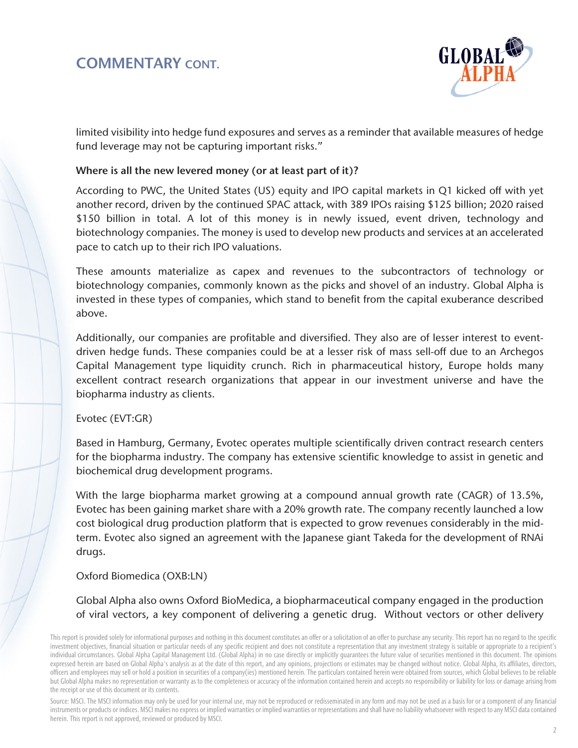## COMMENTARY CONT.

limited visibility into hedge fund exposures and serves as a reminder that available measures of hedge fund leverage may not be capturing important risks."

**Where is all the new levered money (or at least part of it)?**

According to PWC, the United States (US) equity and IPO capital markets in Q1 kicked off with yet another record, driven by the continued SPAC attack, with 389 IPOs raising $125 billion; 2020 raised $150 billion in total. A lot of this money is in newly issued, event driven, technology and biotechnology companies. The money is used to develop new products and services at an accelerated pace to catch up to their rich IPO valuations.

These amounts materialize as capex and revenues to the subcontractors of technology or biotechnology companies, commonly known as the picks and shovel of an industry. Global Alpha is invested in these types of companies, which stand to benefit from the capital exuberance described above.

Additionally, our companies are profitable and diversified. They also are of lesser interest to event-driven hedge funds. These companies could be at a lesser risk of mass sell-off due to an Archegos Capital Management type liquidity crunch. Rich in pharmaceutical history, Europe holds many excellent contract research organizations that appear in our investment universe and have the biopharma industry as clients.

Evotec (EVT:GR)

Based in Hamburg, Germany, Evotec operates multiple scientifically driven contract research centers for the biopharma industry. The company has extensive scientific knowledge to assist in genetic and biochemical drug development programs.

With the large biopharma market growing at a compound annual growth rate (CAGR) of 13.5%, Evotec has been gaining market share with a 20% growth rate. The company recently launched a low cost biological drug production platform that is expected to grow revenues considerably in the mid-term. Evotec also signed an agreement with the Japanese giant Takeda for the development of RNAi drugs.

Oxford Biomedica (OXB:LN)

Global Alpha also owns Oxford BioMedica, a biopharmaceutical company engaged in the production of viral vectors, a key component of delivering a genetic drug. Without vectors or other delivery

This report is provided solely for informational purposes and nothing in this document constitutes an offer or a solicitation of an offer to purchase any security. This report has no regard to the specific investment objectives, financial situation or particular needs of any specific recipient and does not constitute a representation that any investment strategy is suitable or appropriate to a recipient's individual circumstances. Global Alpha Capital Management Ltd. (Global Alpha) in no case directly or implicitly guarantees the future value of securities mentioned in this document. The opinions expressed herein are based on Global Alpha's analysis as at the date of this report, and any opinions, projections or estimates may be changed without notice. Global Alpha, its affiliates, directors, officers and employees may sell or hold a position in securities of a company(ies) mentioned herein. The particulars contained herein were obtained from sources, which Global believes to be reliable but Global Alpha makes no representation or warranty as to the completeness or accuracy of the information contained herein and accepts no responsibility or liability for loss or damage arising from the receipt or use of this document or its contents.

Source: MSCI. The MSCI information may only be used for your internal use, may not be reproduced or redisseminated in any form and may not be used as a basis for or a component of any financial instruments or products or indices. MSCI makes no express or implied warranties or implied warranties or representations and shall have no liability whatsoever with respect to any MSCI data contained herein. This report is not approved, reviewed or produced by MSCI.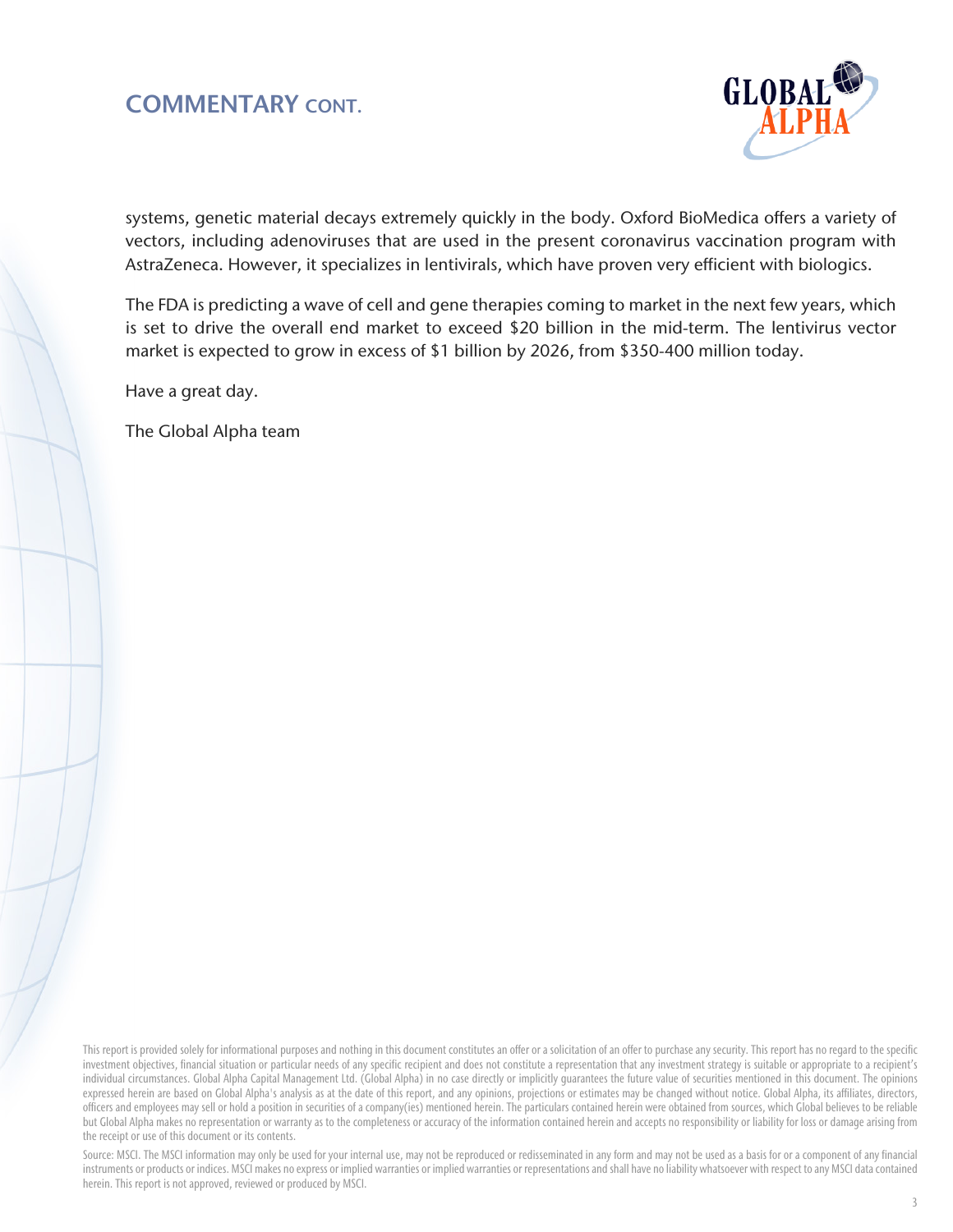## COMMENTARY CONT.

systems, genetic material decays extremely quickly in the body. Oxford BioMedica offers a variety of vectors, including adenoviruses that are used in the present coronavirus vaccination program with AstraZeneca. However, it specializes in lentivirals, which have proven very efficient with biologics.

The FDA is predicting a wave of cell and gene therapies coming to market in the next few years, which is set to drive the overall end market to exceed $20 billion in the mid-term. The lentivirus vector market is expected to grow in excess of $1 billion by 2026, from $350-400 million today.

Have a great day.

The Global Alpha team

This report is provided solely for informational purposes and nothing in this document constitutes an offer or a solicitation of an offer to purchase any security. This report has no regard to the specific investment objectives, financial situation or particular needs of any specific recipient and does not constitute a representation that any investment strategy is suitable or appropriate to a recipient's individual circumstances. Global Alpha Capital Management Ltd. (Global Alpha) in no case directly or implicitly guarantees the future value of securities mentioned in this document. The opinions expressed herein are based on Global Alpha's analysis as at the date of this report, and any opinions, projections or estimates may be changed without notice. Global Alpha, its affiliates, directors, officers and employees may sell or hold a position in securities of a company(ies) mentioned herein. The particulars contained herein were obtained from sources, which Global believes to be reliable but Global Alpha makes no representation or warranty as to the completeness or accuracy of the information contained herein and accepts no responsibility or liability for loss or damage arising from the receipt or use of this document or its contents.

Source: MSCI. The MSCI information may only be used for your internal use, may not be reproduced or redisseminated in any form and may not be used as a basis for or a component of any financial instruments or products or indices. MSCI makes no express or implied warranties or implied warranties or representations and shall have no liability whatsoever with respect to any MSCI data contained herein. This report is not approved, reviewed or produced by MSCI.